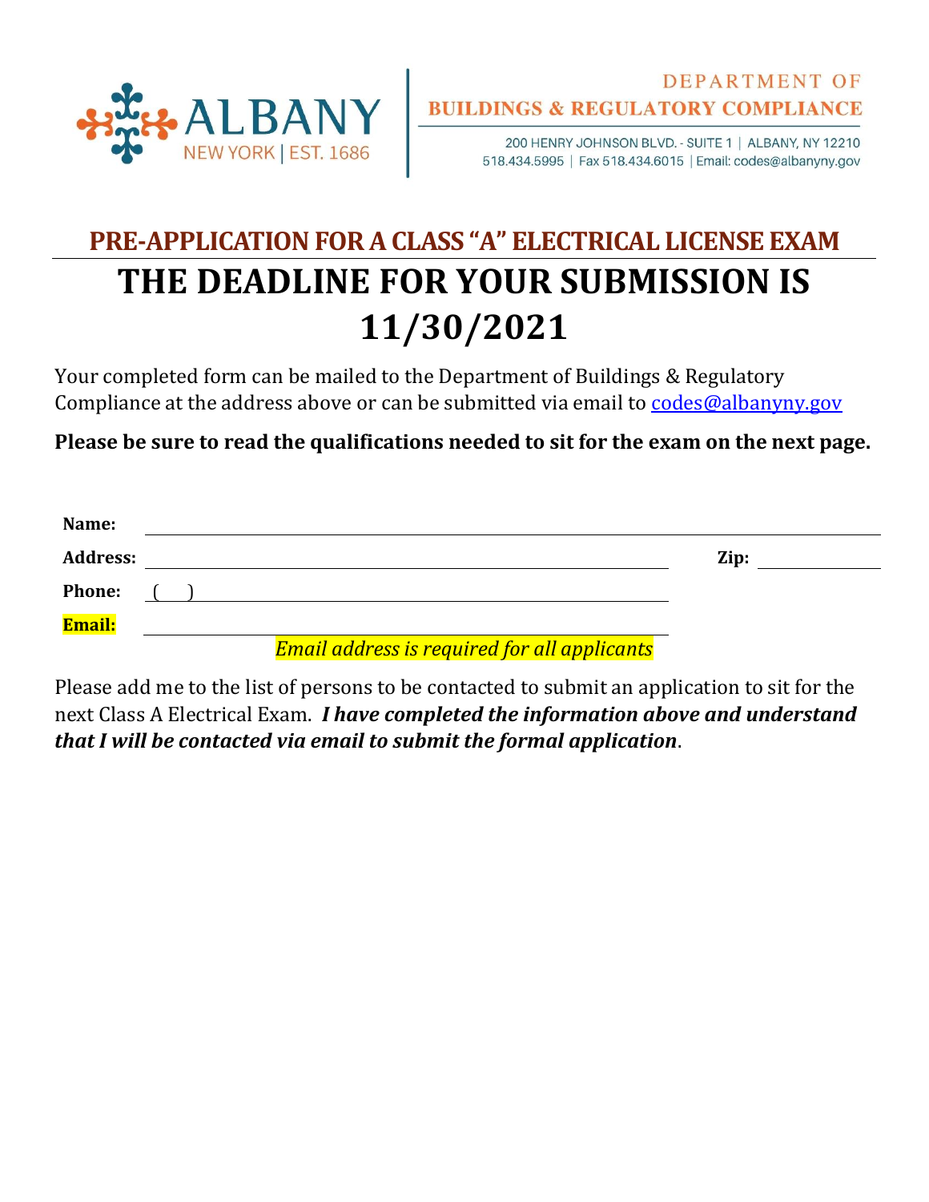ALBANY
NEW YORK | EST. 1686

DEPARTMENT OF
**BUILDINGS & REGULATORY COMPLIANCE**

200 HENRY JOHNSON BLVD. - SUITE 1 | ALBANY, NY 12210
518.434.5995 | Fax 518.434.6015 | Email: codes@albanyny.gov

## PRE-APPLICATION FOR A CLASS “A” ELECTRICAL LICENSE EXAM

# THE DEADLINE FOR YOUR SUBMISSION IS 11/30/2021

Your completed form can be mailed to the Department of Buildings & Regulatory Compliance at the address above or can be submitted via email to codes@albanyny.gov

**Please be sure to read the qualifications needed to sit for the exam on the next page.**

**Name:** ______________________________________________

**Address:** ____________________________________ **Zip:** __________

**Phone:** ( ) ____________________________________

**Email:** ______________________________________________

*Email address is required for all applicants*

Please add me to the list of persons to be contacted to submit an application to sit for the next Class A Electrical Exam. ***I have completed the information above and understand that I will be contacted via email to submit the formal application***.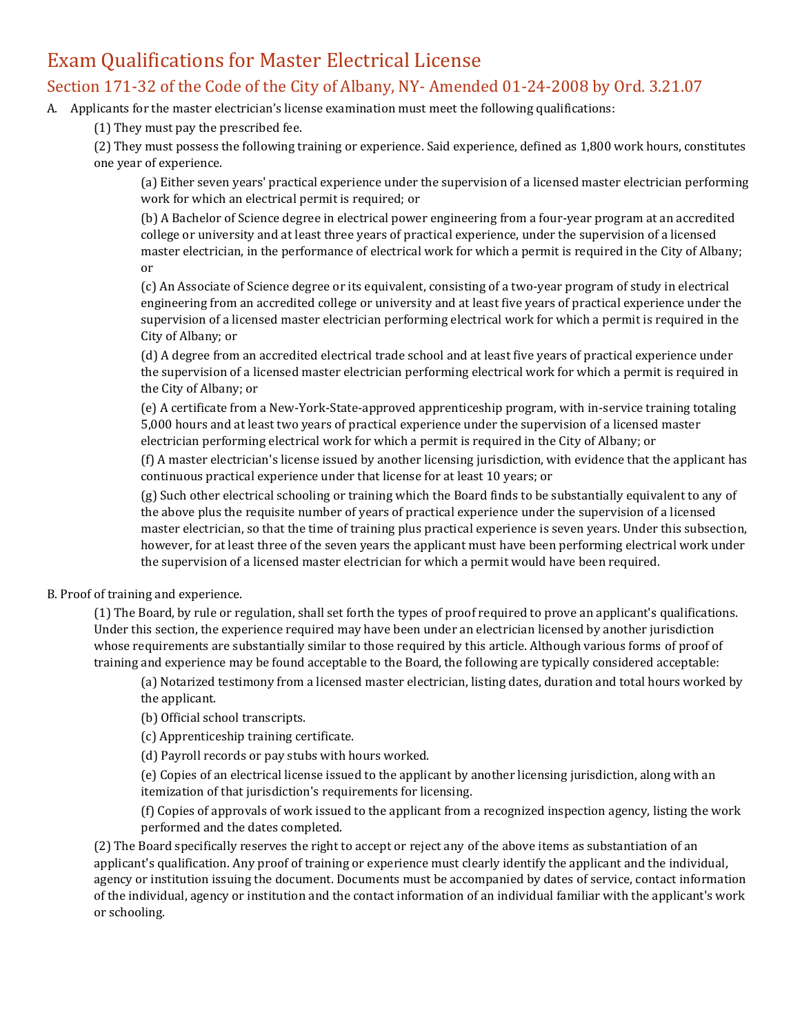# Exam Qualifications for Master Electrical License

## Section 171-32 of the Code of the City of Albany, NY- Amended 01-24-2008 by Ord. 3.21.07

A. Applicants for the master electrician's license examination must meet the following qualifications:

(1) They must pay the prescribed fee.

(2) They must possess the following training or experience. Said experience, defined as 1,800 work hours, constitutes one year of experience.

(a) Either seven years' practical experience under the supervision of a licensed master electrician performing work for which an electrical permit is required; or

(b) A Bachelor of Science degree in electrical power engineering from a four-year program at an accredited college or university and at least three years of practical experience, under the supervision of a licensed master electrician, in the performance of electrical work for which a permit is required in the City of Albany; or

(c) An Associate of Science degree or its equivalent, consisting of a two-year program of study in electrical engineering from an accredited college or university and at least five years of practical experience under the supervision of a licensed master electrician performing electrical work for which a permit is required in the City of Albany; or

(d) A degree from an accredited electrical trade school and at least five years of practical experience under the supervision of a licensed master electrician performing electrical work for which a permit is required in the City of Albany; or

(e) A certificate from a New-York-State-approved apprenticeship program, with in-service training totaling 5,000 hours and at least two years of practical experience under the supervision of a licensed master electrician performing electrical work for which a permit is required in the City of Albany; or

(f) A master electrician's license issued by another licensing jurisdiction, with evidence that the applicant has continuous practical experience under that license for at least 10 years; or

(g) Such other electrical schooling or training which the Board finds to be substantially equivalent to any of the above plus the requisite number of years of practical experience under the supervision of a licensed master electrician, so that the time of training plus practical experience is seven years. Under this subsection, however, for at least three of the seven years the applicant must have been performing electrical work under the supervision of a licensed master electrician for which a permit would have been required.

B. Proof of training and experience.

(1) The Board, by rule or regulation, shall set forth the types of proof required to prove an applicant's qualifications. Under this section, the experience required may have been under an electrician licensed by another jurisdiction whose requirements are substantially similar to those required by this article. Although various forms of proof of training and experience may be found acceptable to the Board, the following are typically considered acceptable:

(a) Notarized testimony from a licensed master electrician, listing dates, duration and total hours worked by the applicant.

(b) Official school transcripts.

(c) Apprenticeship training certificate.

(d) Payroll records or pay stubs with hours worked.

(e) Copies of an electrical license issued to the applicant by another licensing jurisdiction, along with an itemization of that jurisdiction's requirements for licensing.

(f) Copies of approvals of work issued to the applicant from a recognized inspection agency, listing the work performed and the dates completed.

(2) The Board specifically reserves the right to accept or reject any of the above items as substantiation of an applicant's qualification. Any proof of training or experience must clearly identify the applicant and the individual, agency or institution issuing the document. Documents must be accompanied by dates of service, contact information of the individual, agency or institution and the contact information of an individual familiar with the applicant's work or schooling.